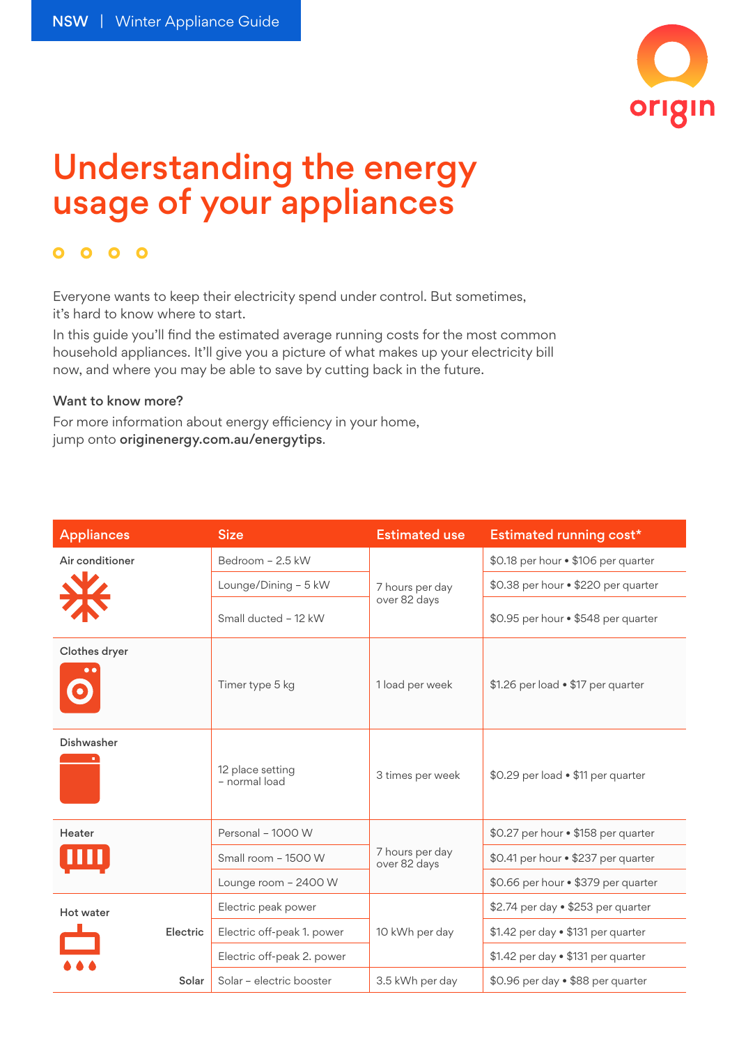NSW | Winter Appliance Guide

# Understanding the energy usage of your appliances

Everyone wants to keep their electricity spend under control. But sometimes, it's hard to know where to start.

In this guide you'll find the estimated average running costs for the most common household appliances. It'll give you a picture of what makes up your electricity bill now, and where you may be able to save by cutting back in the future.

**Want to know more?**

For more information about energy efficiency in your home, jump onto **originenergy.com.au/energytips**.

| Appliances | Size | Estimated use | Estimated running cost* |
|---|---|---|---|
| Air conditioner | Bedroom – 2.5 kW | 7 hours per day over 82 days | $0.18 per hour • $106 per quarter |
| | Lounge/Dining – 5 kW | | $0.38 per hour • $220 per quarter |
| | Small ducted – 12 kW | | $0.95 per hour • $548 per quarter |
| Clothes dryer | Timer type 5 kg | 1 load per week | $1.26 per load • $17 per quarter |
| Dishwasher | 12 place setting – normal load | 3 times per week | $0.29 per load • $11 per quarter |
| Heater | Personal – 1000 W | 7 hours per day over 82 days | $0.27 per hour • $158 per quarter |
| | Small room – 1500 W | | $0.41 per hour • $237 per quarter |
| | Lounge room – 2400 W | | $0.66 per hour • $379 per quarter |
| Hot water – Electric | Electric peak power | 10 kWh per day | $2.74 per day • $253 per quarter |
| | Electric off-peak 1. power | | $1.42 per day • $131 per quarter |
| | Electric off-peak 2. power | | $1.42 per day • $131 per quarter |
| Hot water – Solar | Solar – electric booster | 3.5 kWh per day | $0.96 per day • $88 per quarter |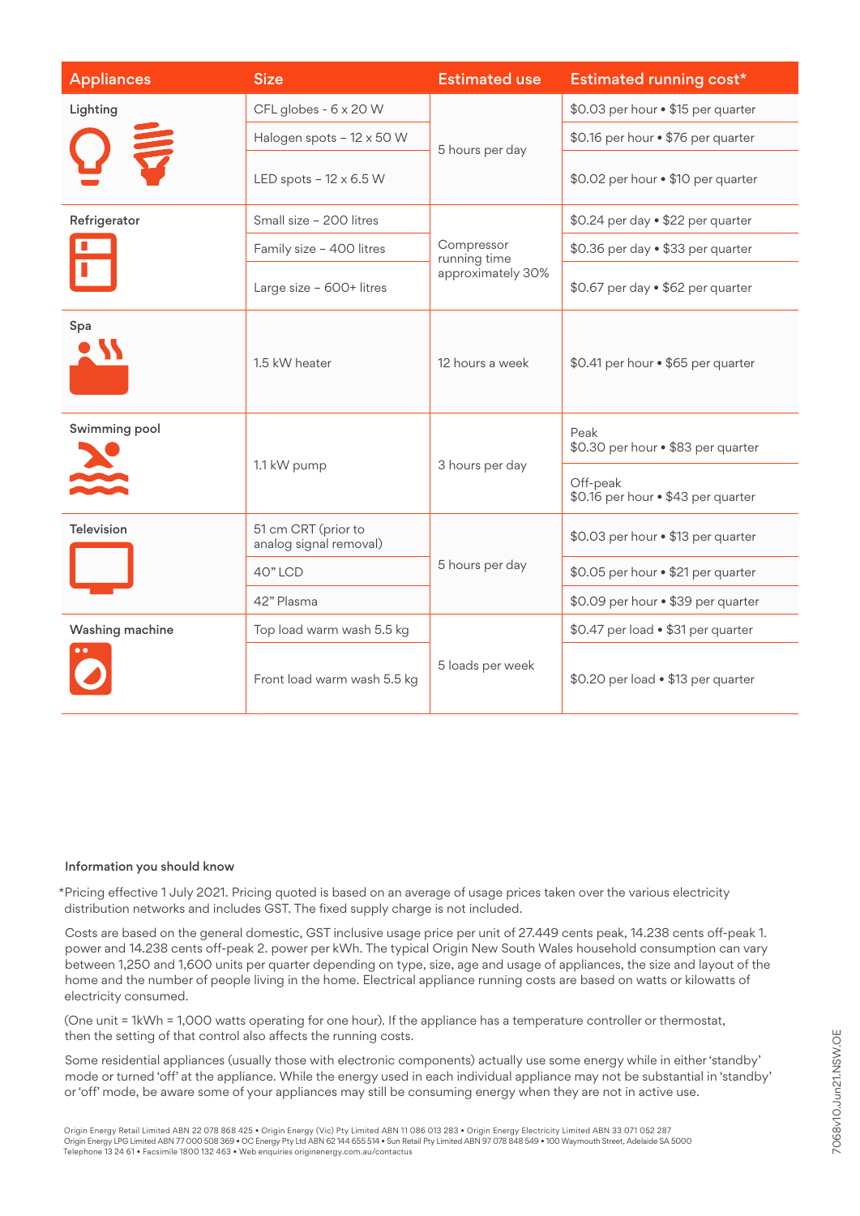| Appliances | Size | Estimated use | Estimated running cost* |
|---|---|---|---|
| Lighting | CFL globes - 6 x 20 W | 5 hours per day | $0.03 per hour • $15 per quarter |
| | Halogen spots – 12 x 50 W | | $0.16 per hour • $76 per quarter |
| | LED spots – 12 x 6.5 W | | $0.02 per hour • $10 per quarter |
| Refrigerator | Small size – 200 litres | Compressor running time approximately 30% | $0.24 per day • $22 per quarter |
| | Family size – 400 litres | | $0.36 per day • $33 per quarter |
| | Large size – 600+ litres | | $0.67 per day • $62 per quarter |
| Spa | 1.5 kW heater | 12 hours a week | $0.41 per hour • $65 per quarter |
| Swimming pool | 1.1 kW pump | 3 hours per day | Peak $0.30 per hour • $83 per quarter |
| | | | Off-peak $0.16 per hour • $43 per quarter |
| Television | 51 cm CRT (prior to analog signal removal) | 5 hours per day | $0.03 per hour • $13 per quarter |
| | 40" LCD | | $0.05 per hour • $21 per quarter |
| | 42" Plasma | | $0.09 per hour • $39 per quarter |
| Washing machine | Top load warm wash 5.5 kg | 5 loads per week | $0.47 per load • $31 per quarter |
| | Front load warm wash 5.5 kg | | $0.20 per load • $13 per quarter |

Information you should know

*Pricing effective 1 July 2021. Pricing quoted is based on an average of usage prices taken over the various electricity distribution networks and includes GST. The fixed supply charge is not included.

Costs are based on the general domestic, GST inclusive usage price per unit of 27.449 cents peak, 14.238 cents off-peak 1. power and 14.238 cents off-peak 2. power per kWh. The typical Origin New South Wales household consumption can vary between 1,250 and 1,600 units per quarter depending on type, size, age and usage of appliances, the size and layout of the home and the number of people living in the home. Electrical appliance running costs are based on watts or kilowatts of electricity consumed.

(One unit = 1kWh = 1,000 watts operating for one hour). If the appliance has a temperature controller or thermostat, then the setting of that control also affects the running costs.

Some residential appliances (usually those with electronic components) actually use some energy while in either 'standby' mode or turned 'off' at the appliance. While the energy used in each individual appliance may not be substantial in 'standby' or 'off' mode, be aware some of your appliances may still be consuming energy when they are not in active use.

Origin Energy Retail Limited ABN 22 078 868 425 • Origin Energy (Vic) Pty Limited ABN 11 086 013 283 • Origin Energy Electricity Limited ABN 33 071 052 287
Origin Energy LPG Limited ABN 77 000 508 369 • OC Energy Pty Ltd ABN 62 144 655 514 • Sun Retail Pty Limited ABN 97 078 848 549 • 100 Waymouth Street, Adelaide SA 5000
Telephone 13 24 61 • Facsimile 1800 132 463 • Web enquiries originenergy.com.au/contactus

7068v10Jun21.NSW.OE